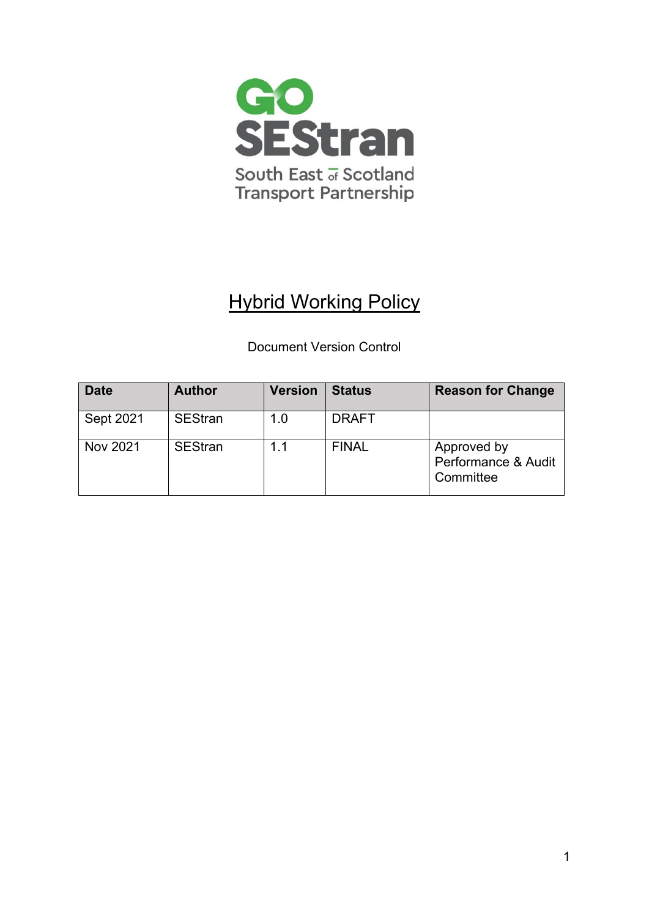GO SEStran

South East of Scotland Transport Partnership

# Hybrid Working Policy

Document Version Control

| Date | Author | Version | Status | Reason for Change |
| --- | --- | --- | --- | --- |
| Sept 2021 | SEStran | 1.0 | DRAFT | |
| Nov 2021 | SEStran | 1.1 | FINAL | Approved by Performance & Audit Committee |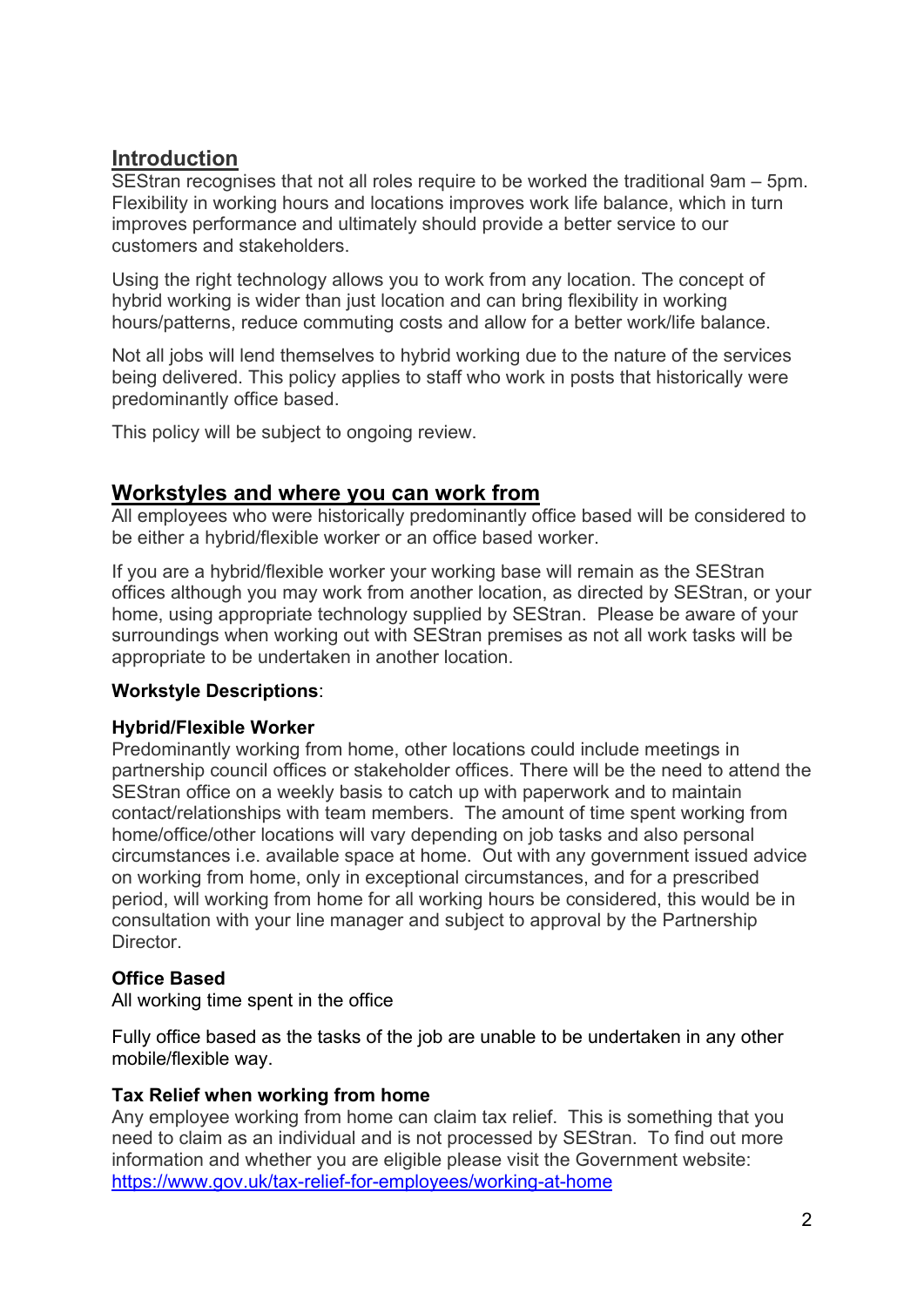## Introduction

SEStran recognises that not all roles require to be worked the traditional 9am – 5pm. Flexibility in working hours and locations improves work life balance, which in turn improves performance and ultimately should provide a better service to our customers and stakeholders.

Using the right technology allows you to work from any location. The concept of hybrid working is wider than just location and can bring flexibility in working hours/patterns, reduce commuting costs and allow for a better work/life balance.

Not all jobs will lend themselves to hybrid working due to the nature of the services being delivered. This policy applies to staff who work in posts that historically were predominantly office based.

This policy will be subject to ongoing review.

## Workstyles and where you can work from

All employees who were historically predominantly office based will be considered to be either a hybrid/flexible worker or an office based worker.

If you are a hybrid/flexible worker your working base will remain as the SEStran offices although you may work from another location, as directed by SEStran, or your home, using appropriate technology supplied by SEStran. Please be aware of your surroundings when working out with SEStran premises as not all work tasks will be appropriate to be undertaken in another location.

**Workstyle Descriptions**:

**Hybrid/Flexible Worker**

Predominantly working from home, other locations could include meetings in partnership council offices or stakeholder offices. There will be the need to attend the SEStran office on a weekly basis to catch up with paperwork and to maintain contact/relationships with team members. The amount of time spent working from home/office/other locations will vary depending on job tasks and also personal circumstances i.e. available space at home. Out with any government issued advice on working from home, only in exceptional circumstances, and for a prescribed period, will working from home for all working hours be considered, this would be in consultation with your line manager and subject to approval by the Partnership Director.

**Office Based**

All working time spent in the office

Fully office based as the tasks of the job are unable to be undertaken in any other mobile/flexible way.

**Tax Relief when working from home**

Any employee working from home can claim tax relief. This is something that you need to claim as an individual and is not processed by SEStran. To find out more information and whether you are eligible please visit the Government website: [https://www.gov.uk/tax-relief-for-employees/working-at-home](https://www.gov.uk/tax-relief-for-employees/working-at-home)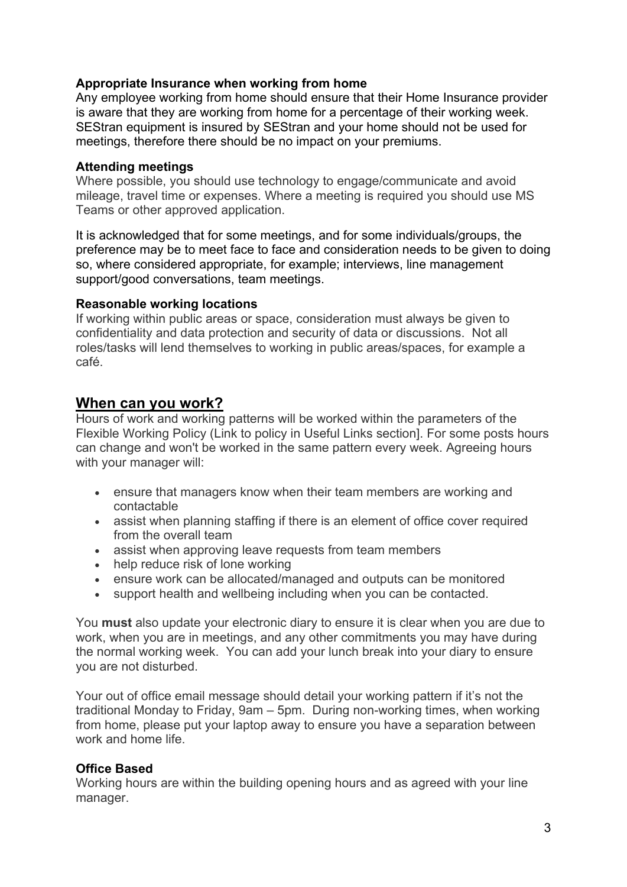### Appropriate Insurance when working from home

Any employee working from home should ensure that their Home Insurance provider is aware that they are working from home for a percentage of their working week. SEStran equipment is insured by SEStran and your home should not be used for meetings, therefore there should be no impact on your premiums.

### Attending meetings

Where possible, you should use technology to engage/communicate and avoid mileage, travel time or expenses. Where a meeting is required you should use MS Teams or other approved application.

It is acknowledged that for some meetings, and for some individuals/groups, the preference may be to meet face to face and consideration needs to be given to doing so, where considered appropriate, for example; interviews, line management support/good conversations, team meetings.

### Reasonable working locations

If working within public areas or space, consideration must always be given to confidentiality and data protection and security of data or discussions. Not all roles/tasks will lend themselves to working in public areas/spaces, for example a café.

## When can you work?

Hours of work and working patterns will be worked within the parameters of the Flexible Working Policy (Link to policy in Useful Links section]. For some posts hours can change and won't be worked in the same pattern every week. Agreeing hours with your manager will:

- ensure that managers know when their team members are working and contactable
- assist when planning staffing if there is an element of office cover required from the overall team
- assist when approving leave requests from team members
- help reduce risk of lone working
- ensure work can be allocated/managed and outputs can be monitored
- support health and wellbeing including when you can be contacted.

You **must** also update your electronic diary to ensure it is clear when you are due to work, when you are in meetings, and any other commitments you may have during the normal working week. You can add your lunch break into your diary to ensure you are not disturbed.

Your out of office email message should detail your working pattern if it's not the traditional Monday to Friday, 9am – 5pm. During non-working times, when working from home, please put your laptop away to ensure you have a separation between work and home life.

### Office Based

Working hours are within the building opening hours and as agreed with your line manager.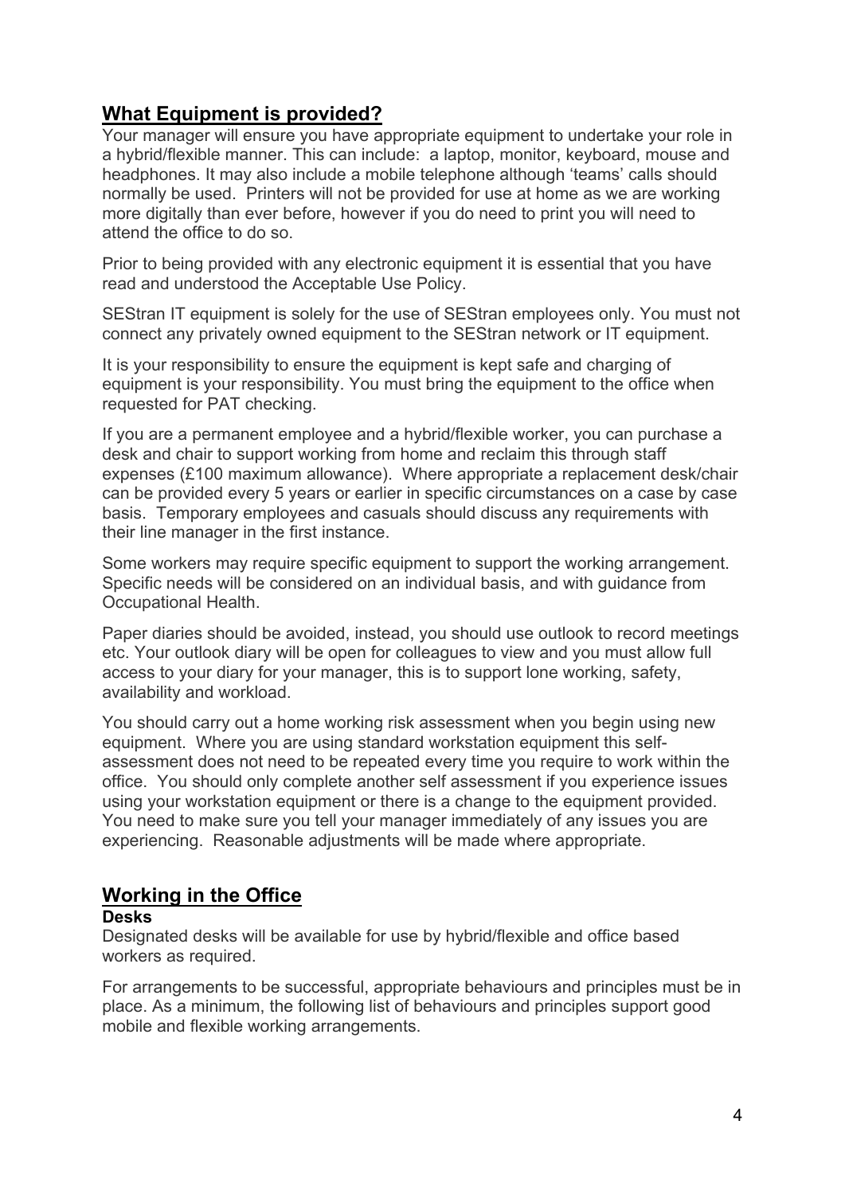## What Equipment is provided?

Your manager will ensure you have appropriate equipment to undertake your role in a hybrid/flexible manner. This can include: a laptop, monitor, keyboard, mouse and headphones. It may also include a mobile telephone although 'teams' calls should normally be used. Printers will not be provided for use at home as we are working more digitally than ever before, however if you do need to print you will need to attend the office to do so.

Prior to being provided with any electronic equipment it is essential that you have read and understood the Acceptable Use Policy.

SEStran IT equipment is solely for the use of SEStran employees only. You must not connect any privately owned equipment to the SEStran network or IT equipment.

It is your responsibility to ensure the equipment is kept safe and charging of equipment is your responsibility. You must bring the equipment to the office when requested for PAT checking.

If you are a permanent employee and a hybrid/flexible worker, you can purchase a desk and chair to support working from home and reclaim this through staff expenses (£100 maximum allowance). Where appropriate a replacement desk/chair can be provided every 5 years or earlier in specific circumstances on a case by case basis. Temporary employees and casuals should discuss any requirements with their line manager in the first instance.

Some workers may require specific equipment to support the working arrangement. Specific needs will be considered on an individual basis, and with guidance from Occupational Health.

Paper diaries should be avoided, instead, you should use outlook to record meetings etc. Your outlook diary will be open for colleagues to view and you must allow full access to your diary for your manager, this is to support lone working, safety, availability and workload.

You should carry out a home working risk assessment when you begin using new equipment. Where you are using standard workstation equipment this self-assessment does not need to be repeated every time you require to work within the office. You should only complete another self assessment if you experience issues using your workstation equipment or there is a change to the equipment provided. You need to make sure you tell your manager immediately of any issues you are experiencing. Reasonable adjustments will be made where appropriate.

## Working in the Office

### Desks

Designated desks will be available for use by hybrid/flexible and office based workers as required.

For arrangements to be successful, appropriate behaviours and principles must be in place. As a minimum, the following list of behaviours and principles support good mobile and flexible working arrangements.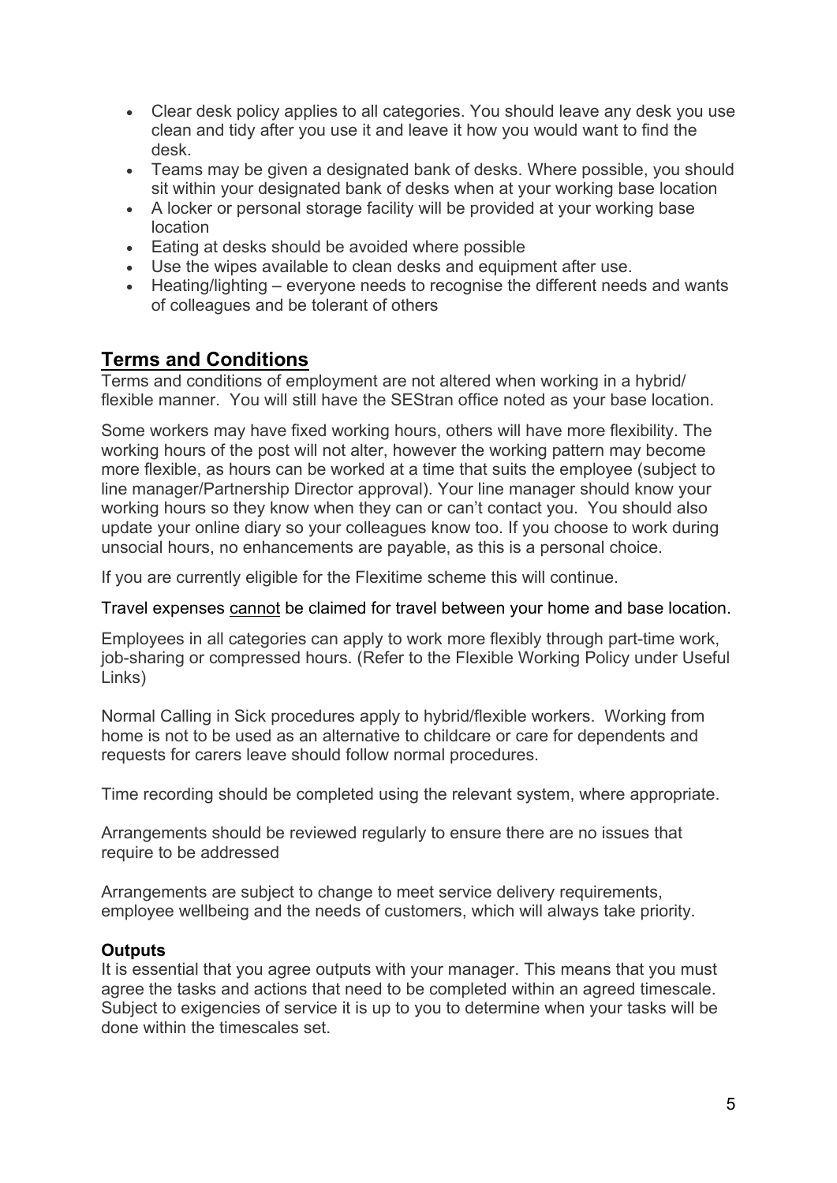- Clear desk policy applies to all categories. You should leave any desk you use clean and tidy after you use it and leave it how you would want to find the desk.
- Teams may be given a designated bank of desks. Where possible, you should sit within your designated bank of desks when at your working base location
- A locker or personal storage facility will be provided at your working base location
- Eating at desks should be avoided where possible
- Use the wipes available to clean desks and equipment after use.
- Heating/lighting – everyone needs to recognise the different needs and wants of colleagues and be tolerant of others

## Terms and Conditions

Terms and conditions of employment are not altered when working in a hybrid/ flexible manner. You will still have the SEStran office noted as your base location.

Some workers may have fixed working hours, others will have more flexibility. The working hours of the post will not alter, however the working pattern may become more flexible, as hours can be worked at a time that suits the employee (subject to line manager/Partnership Director approval). Your line manager should know your working hours so they know when they can or can't contact you. You should also update your online diary so your colleagues know too. If you choose to work during unsocial hours, no enhancements are payable, as this is a personal choice.

If you are currently eligible for the Flexitime scheme this will continue.

Travel expenses cannot be claimed for travel between your home and base location.

Employees in all categories can apply to work more flexibly through part-time work, job-sharing or compressed hours. (Refer to the Flexible Working Policy under Useful Links)

Normal Calling in Sick procedures apply to hybrid/flexible workers. Working from home is not to be used as an alternative to childcare or care for dependents and requests for carers leave should follow normal procedures.

Time recording should be completed using the relevant system, where appropriate.

Arrangements should be reviewed regularly to ensure there are no issues that require to be addressed

Arrangements are subject to change to meet service delivery requirements, employee wellbeing and the needs of customers, which will always take priority.

### Outputs

It is essential that you agree outputs with your manager. This means that you must agree the tasks and actions that need to be completed within an agreed timescale. Subject to exigencies of service it is up to you to determine when your tasks will be done within the timescales set.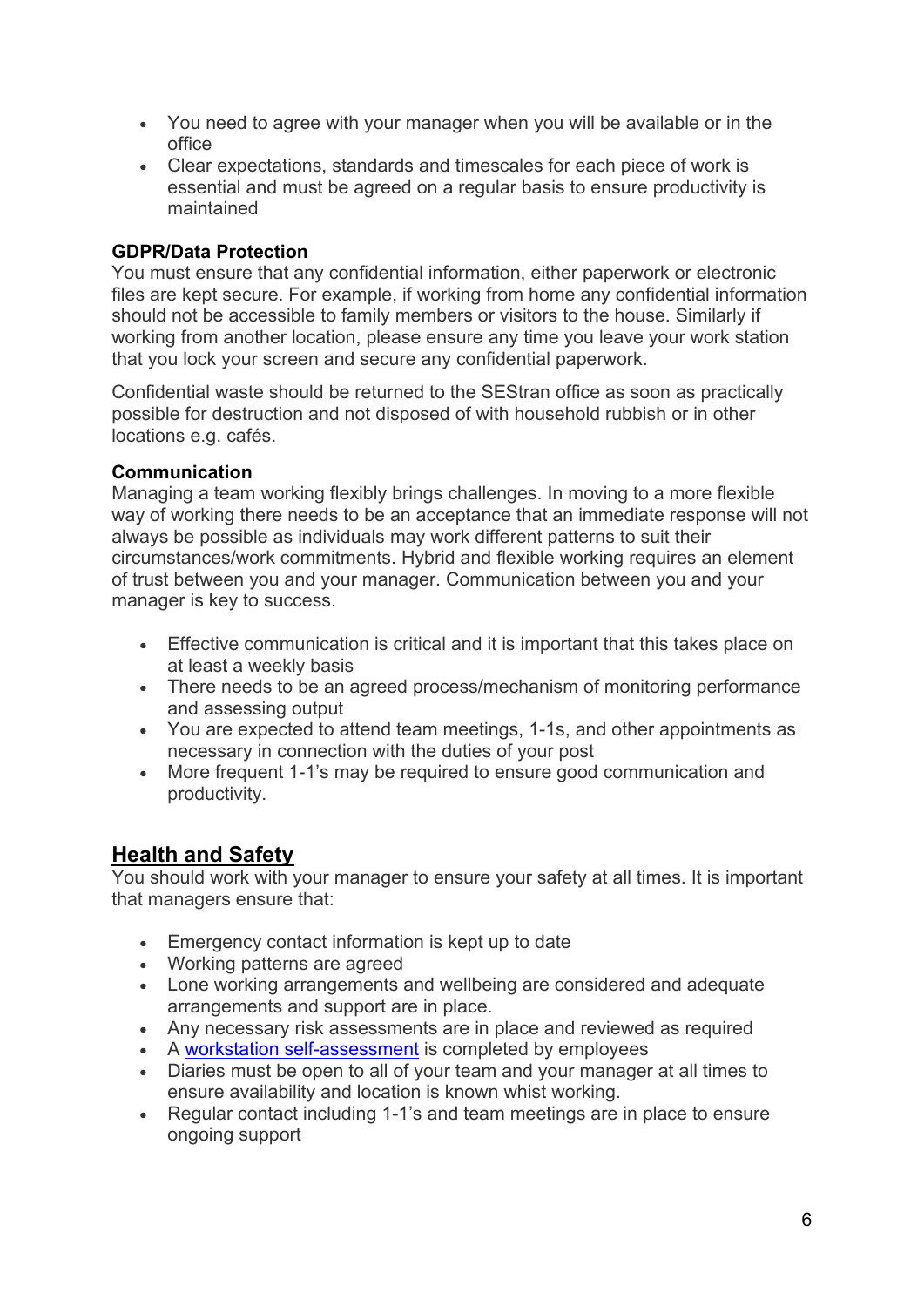- You need to agree with your manager when you will be available or in the office
- Clear expectations, standards and timescales for each piece of work is essential and must be agreed on a regular basis to ensure productivity is maintained

**GDPR/Data Protection**

You must ensure that any confidential information, either paperwork or electronic files are kept secure. For example, if working from home any confidential information should not be accessible to family members or visitors to the house. Similarly if working from another location, please ensure any time you leave your work station that you lock your screen and secure any confidential paperwork.

Confidential waste should be returned to the SEStran office as soon as practically possible for destruction and not disposed of with household rubbish or in other locations e.g. cafés.

**Communication**

Managing a team working flexibly brings challenges. In moving to a more flexible way of working there needs to be an acceptance that an immediate response will not always be possible as individuals may work different patterns to suit their circumstances/work commitments. Hybrid and flexible working requires an element of trust between you and your manager. Communication between you and your manager is key to success.

- Effective communication is critical and it is important that this takes place on at least a weekly basis
- There needs to be an agreed process/mechanism of monitoring performance and assessing output
- You are expected to attend team meetings, 1-1s, and other appointments as necessary in connection with the duties of your post
- More frequent 1-1's may be required to ensure good communication and productivity.

## Health and Safety

You should work with your manager to ensure your safety at all times. It is important that managers ensure that:

- Emergency contact information is kept up to date
- Working patterns are agreed
- Lone working arrangements and wellbeing are considered and adequate arrangements and support are in place.
- Any necessary risk assessments are in place and reviewed as required
- A [workstation self-assessment]() is completed by employees
- Diaries must be open to all of your team and your manager at all times to ensure availability and location is known whist working.
- Regular contact including 1-1's and team meetings are in place to ensure ongoing support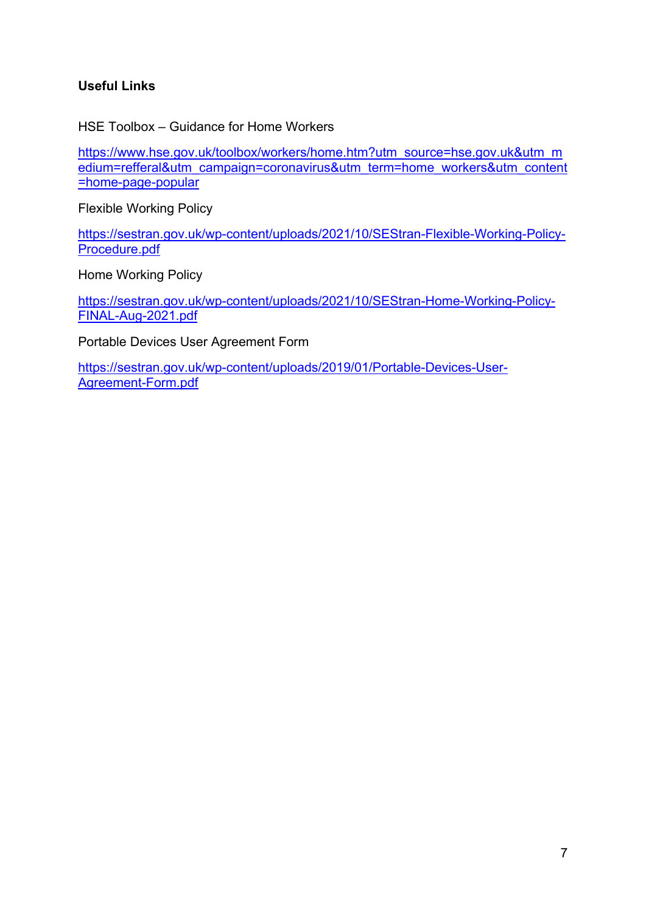**Useful Links**

HSE Toolbox – Guidance for Home Workers

https://www.hse.gov.uk/toolbox/workers/home.htm?utm_source=hse.gov.uk&utm_medium=refferal&utm_campaign=coronavirus&utm_term=home_workers&utm_content=home-page-popular

Flexible Working Policy

https://sestran.gov.uk/wp-content/uploads/2021/10/SEStran-Flexible-Working-Policy-Procedure.pdf

Home Working Policy

https://sestran.gov.uk/wp-content/uploads/2021/10/SEStran-Home-Working-Policy-FINAL-Aug-2021.pdf

Portable Devices User Agreement Form

https://sestran.gov.uk/wp-content/uploads/2019/01/Portable-Devices-User-Agreement-Form.pdf